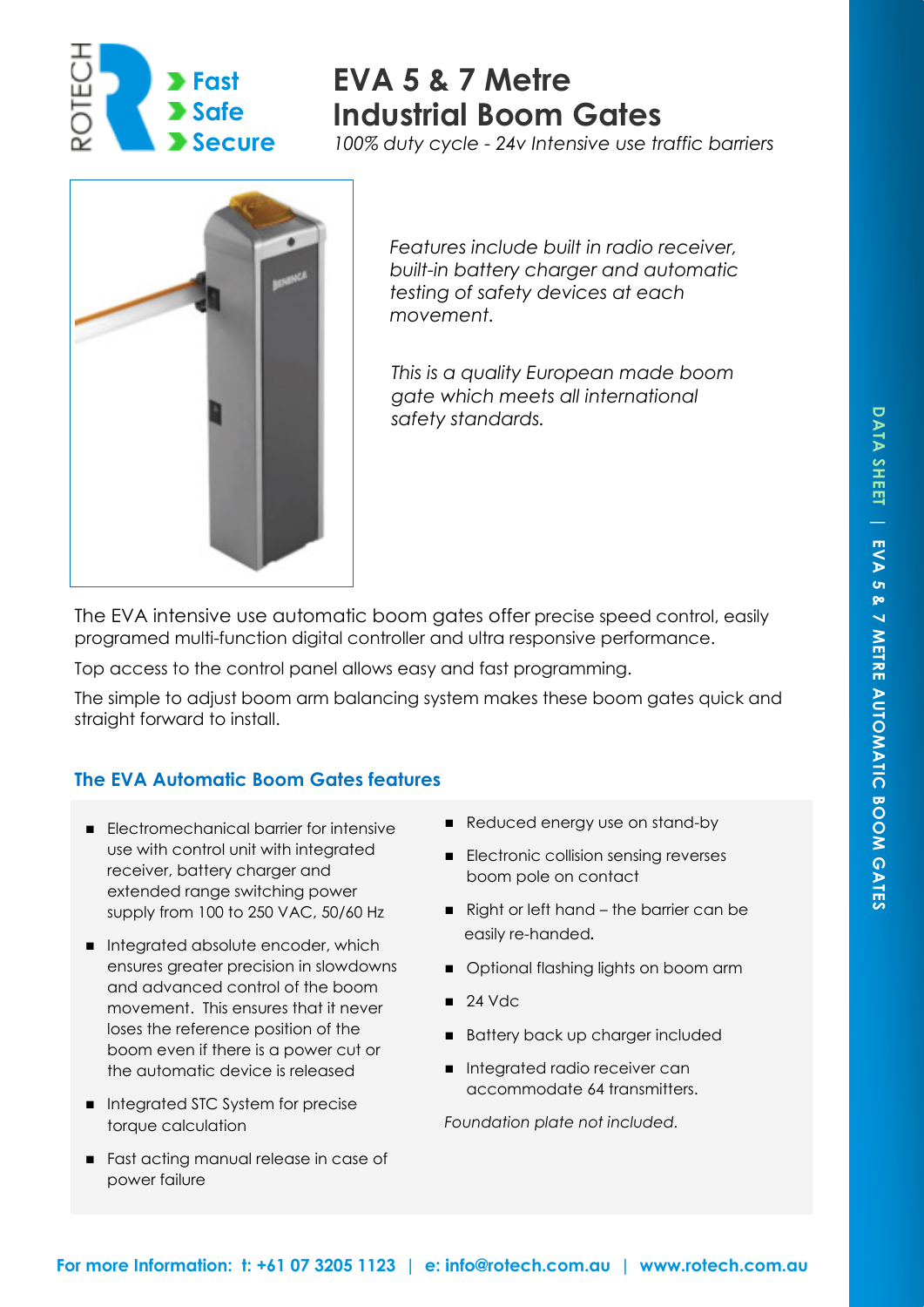ROTECH

- Fast
- Safe
- Secure

# EVA 5 & 7 Metre Industrial Boom Gates

*100% duty cycle - 24v Intensive use traffic barriers*

*Features include built in radio receiver, built-in battery charger and automatic testing of safety devices at each movement.*

*This is a quality European made boom gate which meets all international safety standards.*

The EVA intensive use automatic boom gates offer precise speed control, easily programed multi-function digital controller and ultra responsive performance.

Top access to the control panel allows easy and fast programming.

The simple to adjust boom arm balancing system makes these boom gates quick and straight forward to install.

## The EVA Automatic Boom Gates features

- Electromechanical barrier for intensive use with control unit with integrated receiver, battery charger and extended range switching power supply from 100 to 250 VAC, 50/60 Hz
- Integrated absolute encoder, which ensures greater precision in slowdowns and advanced control of the boom movement. This ensures that it never loses the reference position of the boom even if there is a power cut or the automatic device is released
- Integrated STC System for precise torque calculation
- Fast acting manual release in case of power failure
- Reduced energy use on stand-by
- Electronic collision sensing reverses boom pole on contact
- Right or left hand – the barrier can be easily re-handed.
- Optional flashing lights on boom arm
- 24 Vdc
- Battery back up charger included
- Integrated radio receiver can accommodate 64 transmitters.

*Foundation plate not included.*

DATA SHEET | EVA 5 & 7 METRE AUTOMATIC BOOM GATES

**For more Information: t: +61 07 3205 1123 | e: info@rotech.com.au | www.rotech.com.au**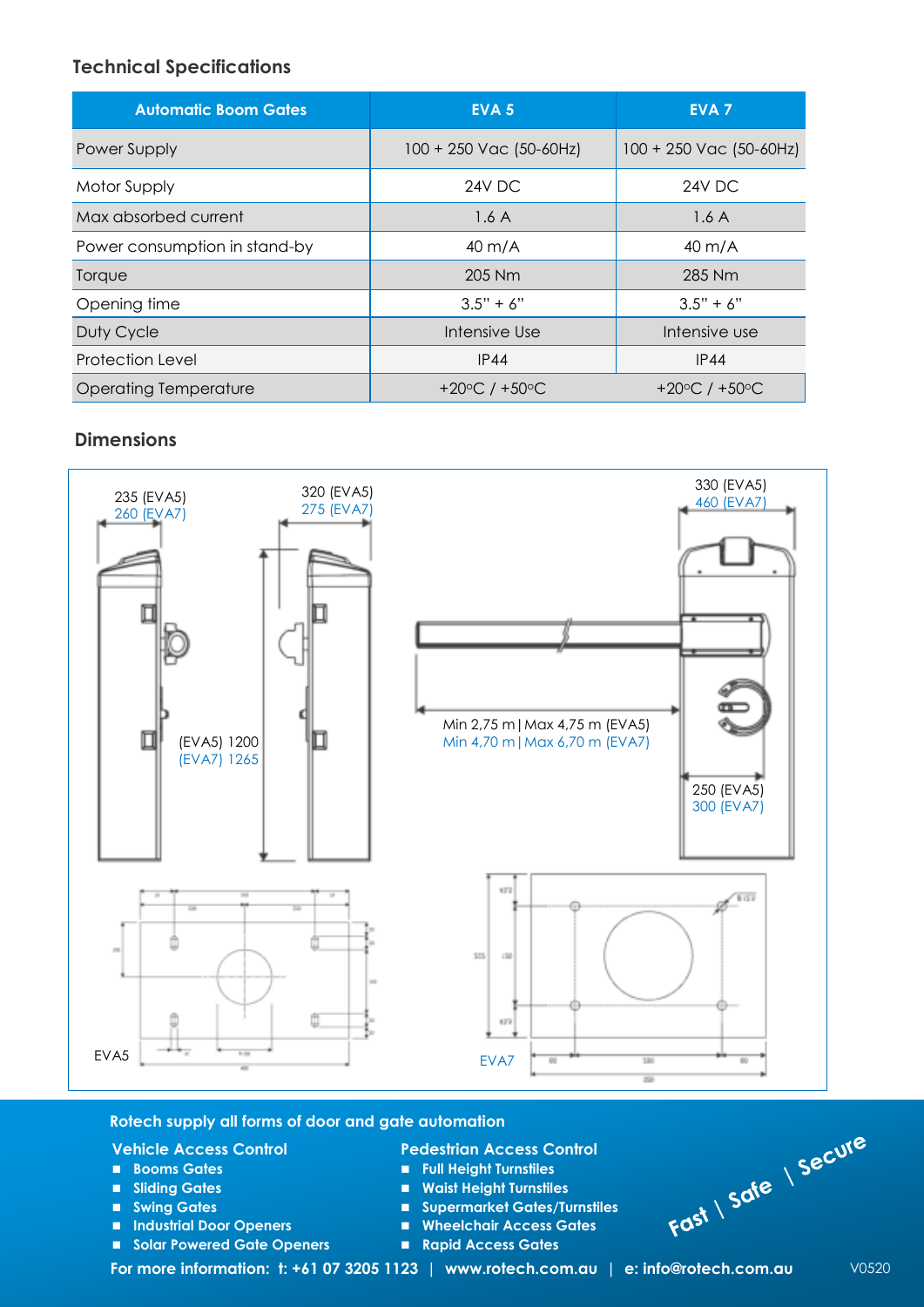## Technical Specifications

| Automatic Boom Gates | EVA 5 | EVA 7 |
|---|---|---|
| Power Supply | 100 + 250 Vac (50-60Hz) | 100 + 250 Vac (50-60Hz) |
| Motor Supply | 24V DC | 24V DC |
| Max absorbed current | 1.6 A | 1.6 A |
| Power consumption in stand-by | 40 m/A | 40 m/A |
| Torque | 205 Nm | 285 Nm |
| Opening time | 3.5" + 6" | 3.5" + 6" |
| Duty Cycle | Intensive Use | Intensive use |
| Protection Level | IP44 | IP44 |
| Operating Temperature | +20°C / +50°C | +20°C / +50°C |

## Dimensions

235 (EVA5)
260 (EVA7)

320 (EVA5)
275 (EVA7)

330 (EVA5)
460 (EVA7)

(EVA5) 1200
(EVA7) 1265

Min 2,75 m | Max 4,75 m (EVA5)
Min 4,70 m | Max 6,70 m (EVA7)

250 (EVA5)
300 (EVA7)

EVA5

EVA7

**Rotech supply all forms of door and gate automation**

**Vehicle Access Control**

- Booms Gates
- Sliding Gates
- Swing Gates
- Industrial Door Openers
- Solar Powered Gate Openers

**Pedestrian Access Control**

- Full Height Turnstiles
- Waist Height Turnstiles
- Supermarket Gates/Turnstiles
- Wheelchair Access Gates
- Rapid Access Gates

Fast | Safe | Secure

**For more information: t: +61 07 3205 1123 | www.rotech.com.au | e: info@rotech.com.au**

V0520